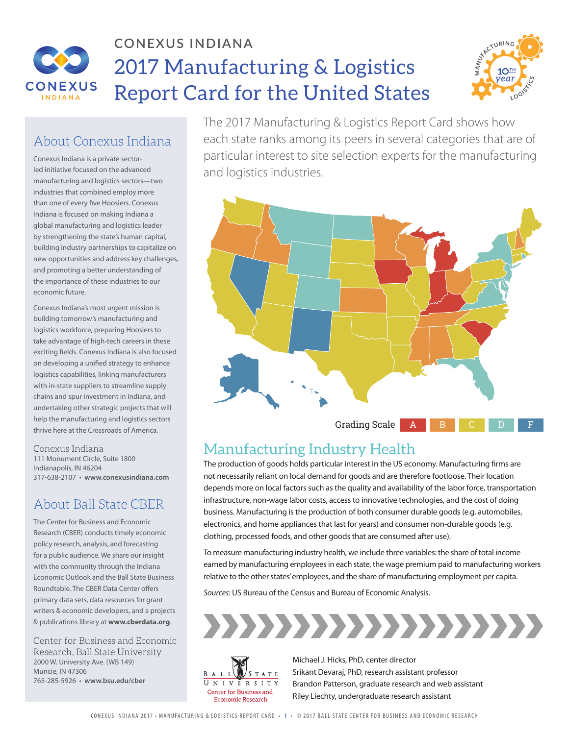CONEXUS INDIANA

# 2017 Manufacturing & Logistics Report Card for the United States

The 2017 Manufacturing & Logistics Report Card shows how each state ranks among its peers in several categories that are of particular interest to site selection experts for the manufacturing and logistics industries.

Grading Scale: A B C D F

## Manufacturing Industry Health

The production of goods holds particular interest in the US economy. Manufacturing firms are not necessarily reliant on local demand for goods and are therefore footloose. Their location depends more on local factors such as the quality and availability of the labor force, transportation infrastructure, non-wage labor costs, access to innovative technologies, and the cost of doing business. Manufacturing is the production of both consumer durable goods (e.g. automobiles, electronics, and home appliances that last for years) and consumer non-durable goods (e.g. clothing, processed foods, and other goods that are consumed after use).

To measure manufacturing industry health, we include three variables: the share of total income earned by manufacturing employees in each state, the wage premium paid to manufacturing workers relative to the other states' employees, and the share of manufacturing employment per capita.

*Sources:* US Bureau of the Census and Bureau of Economic Analysis.

## About Conexus Indiana

Conexus Indiana is a private sector-led initiative focused on the advanced manufacturing and logistics sectors—two industries that combined employ more than one of every five Hoosiers. Conexus Indiana is focused on making Indiana a global manufacturing and logistics leader by strengthening the state's human capital, building industry partnerships to capitalize on new opportunities and address key challenges, and promoting a better understanding of the importance of these industries to our economic future.

Conexus Indiana's most urgent mission is building tomorrow's manufacturing and logistics workforce, preparing Hoosiers to take advantage of high-tech careers in these exciting fields. Conexus Indiana is also focused on developing a unified strategy to enhance logistics capabilities, linking manufacturers with in-state suppliers to streamline supply chains and spur investment in Indiana, and undertaking other strategic projects that will help the manufacturing and logistics sectors thrive here at the Crossroads of America.

Conexus Indiana
111 Monument Circle, Suite 1800
Indianapolis, IN 46204
317-638-2107 • **www.conexusindiana.com**

## About Ball State CBER

The Center for Business and Economic Research (CBER) conducts timely economic policy research, analysis, and forecasting for a public audience. We share our insight with the community through the Indiana Economic Outlook and the Ball State Business Roundtable. The CBER Data Center offers primary data sets, data resources for grant writers & economic developers, and a projects & publications library at **www.cberdata.org**.

Center for Business and Economic Research, Ball State University
2000 W. University Ave. (WB 149)
Muncie, IN 47306
765-285-5926 • **www.bsu.edu/cber**

Ball State University Center for Business and Economic Research

Michael J. Hicks, PhD, center director
Srikant Devaraj, PhD, research assistant professor
Brandon Patterson, graduate research and web assistant
Riley Liechty, undergraduate research assistant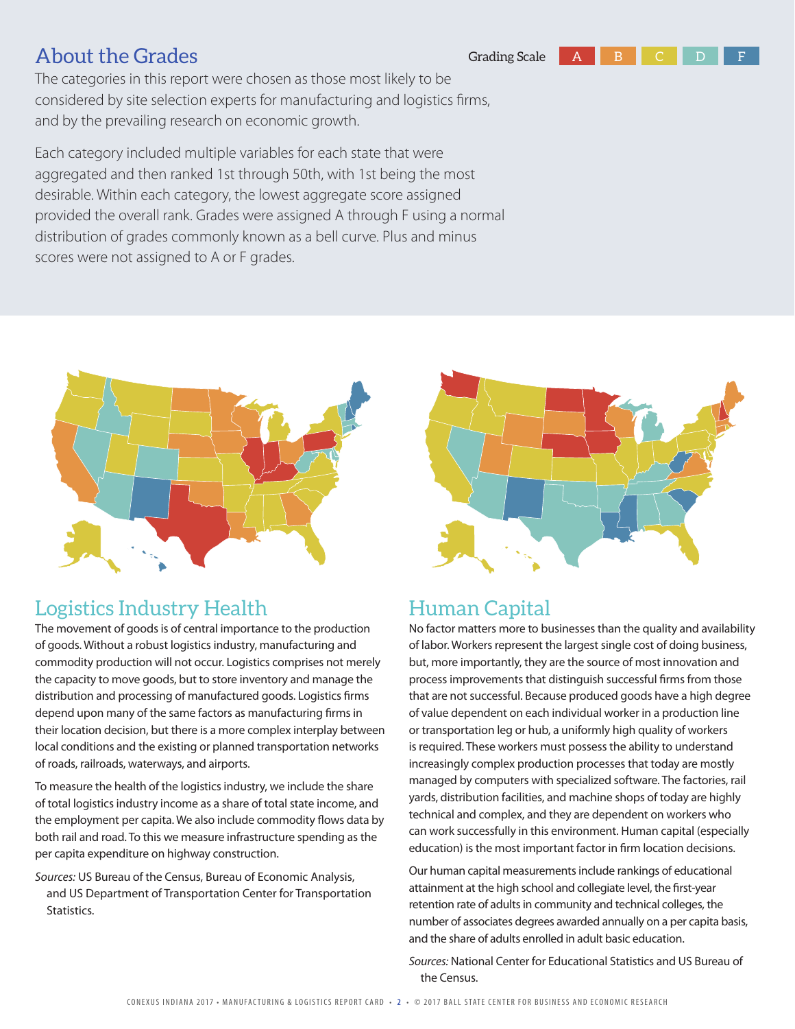## About the Grades

Grading Scale: A B C D F

The categories in this report were chosen as those most likely to be considered by site selection experts for manufacturing and logistics firms, and by the prevailing research on economic growth.

Each category included multiple variables for each state that were aggregated and then ranked 1st through 50th, with 1st being the most desirable. Within each category, the lowest aggregate score assigned provided the overall rank. Grades were assigned A through F using a normal distribution of grades commonly known as a bell curve. Plus and minus scores were not assigned to A or F grades.

## Logistics Industry Health

The movement of goods is of central importance to the production of goods. Without a robust logistics industry, manufacturing and commodity production will not occur. Logistics comprises not merely the capacity to move goods, but to store inventory and manage the distribution and processing of manufactured goods. Logistics firms depend upon many of the same factors as manufacturing firms in their location decision, but there is a more complex interplay between local conditions and the existing or planned transportation networks of roads, railroads, waterways, and airports.

To measure the health of the logistics industry, we include the share of total logistics industry income as a share of total state income, and the employment per capita. We also include commodity flows data by both rail and road. To this we measure infrastructure spending as the per capita expenditure on highway construction.

*Sources:* US Bureau of the Census, Bureau of Economic Analysis, and US Department of Transportation Center for Transportation Statistics.

## Human Capital

No factor matters more to businesses than the quality and availability of labor. Workers represent the largest single cost of doing business, but, more importantly, they are the source of most innovation and process improvements that distinguish successful firms from those that are not successful. Because produced goods have a high degree of value dependent on each individual worker in a production line or transportation leg or hub, a uniformly high quality of workers is required. These workers must possess the ability to understand increasingly complex production processes that today are mostly managed by computers with specialized software. The factories, rail yards, distribution facilities, and machine shops of today are highly technical and complex, and they are dependent on workers who can work successfully in this environment. Human capital (especially education) is the most important factor in firm location decisions.

Our human capital measurements include rankings of educational attainment at the high school and collegiate level, the first-year retention rate of adults in community and technical colleges, the number of associates degrees awarded annually on a per capita basis, and the share of adults enrolled in adult basic education.

*Sources:* National Center for Educational Statistics and US Bureau of the Census.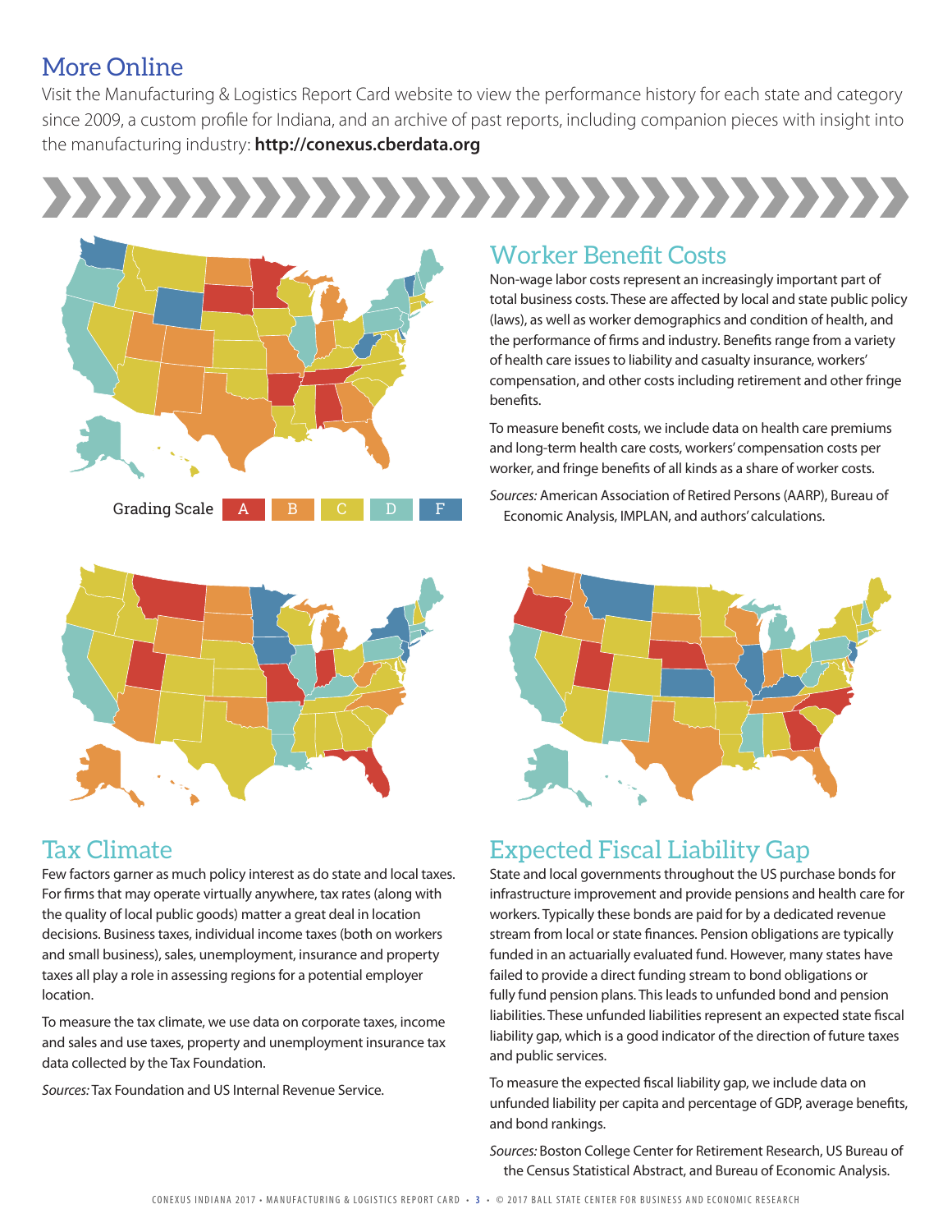## More Online

Visit the Manufacturing & Logistics Report Card website to view the performance history for each state and category since 2009, a custom profile for Indiana, and an archive of past reports, including companion pieces with insight into the manufacturing industry: **http://conexus.cberdata.org**

Grading Scale A B C D F

## Worker Benefit Costs

Non-wage labor costs represent an increasingly important part of total business costs. These are affected by local and state public policy (laws), as well as worker demographics and condition of health, and the performance of firms and industry. Benefits range from a variety of health care issues to liability and casualty insurance, workers' compensation, and other costs including retirement and other fringe benefits.

To measure benefit costs, we include data on health care premiums and long-term health care costs, workers' compensation costs per worker, and fringe benefits of all kinds as a share of worker costs.

*Sources:* American Association of Retired Persons (AARP), Bureau of Economic Analysis, IMPLAN, and authors' calculations.

## Tax Climate

Few factors garner as much policy interest as do state and local taxes. For firms that may operate virtually anywhere, tax rates (along with the quality of local public goods) matter a great deal in location decisions. Business taxes, individual income taxes (both on workers and small business), sales, unemployment, insurance and property taxes all play a role in assessing regions for a potential employer location.

To measure the tax climate, we use data on corporate taxes, income and sales and use taxes, property and unemployment insurance tax data collected by the Tax Foundation.

*Sources:* Tax Foundation and US Internal Revenue Service.

## Expected Fiscal Liability Gap

State and local governments throughout the US purchase bonds for infrastructure improvement and provide pensions and health care for workers. Typically these bonds are paid for by a dedicated revenue stream from local or state finances. Pension obligations are typically funded in an actuarially evaluated fund. However, many states have failed to provide a direct funding stream to bond obligations or fully fund pension plans. This leads to unfunded bond and pension liabilities. These unfunded liabilities represent an expected state fiscal liability gap, which is a good indicator of the direction of future taxes and public services.

To measure the expected fiscal liability gap, we include data on unfunded liability per capita and percentage of GDP, average benefits, and bond rankings.

*Sources:* Boston College Center for Retirement Research, US Bureau of the Census Statistical Abstract, and Bureau of Economic Analysis.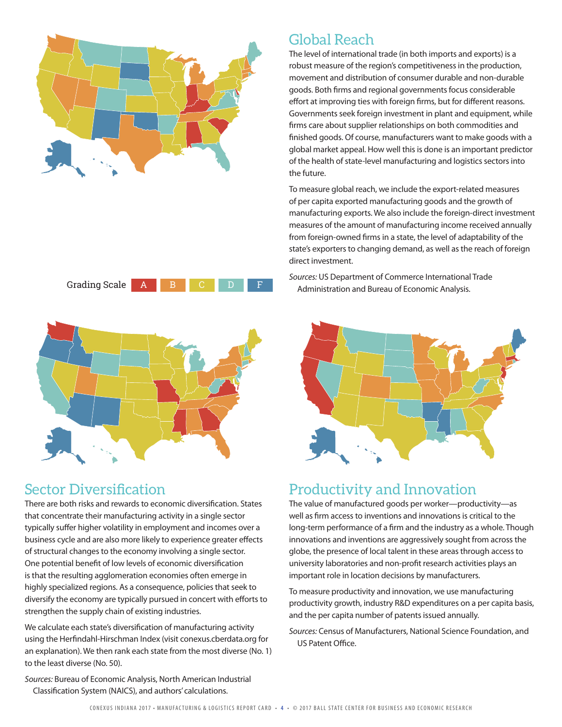## Global Reach

The level of international trade (in both imports and exports) is a robust measure of the region's competitiveness in the production, movement and distribution of consumer durable and non-durable goods. Both firms and regional governments focus considerable effort at improving ties with foreign firms, but for different reasons. Governments seek foreign investment in plant and equipment, while firms care about supplier relationships on both commodities and finished goods. Of course, manufacturers want to make goods with a global market appeal. How well this is done is an important predictor of the health of state-level manufacturing and logistics sectors into the future.

To measure global reach, we include the export-related measures of per capita exported manufacturing goods and the growth of manufacturing exports. We also include the foreign-direct investment measures of the amount of manufacturing income received annually from foreign-owned firms in a state, the level of adaptability of the state's exporters to changing demand, as well as the reach of foreign direct investment.

*Sources:* US Department of Commerce International Trade Administration and Bureau of Economic Analysis.

Grading Scale: A | B | C | D | F

## Sector Diversification

There are both risks and rewards to economic diversification. States that concentrate their manufacturing activity in a single sector typically suffer higher volatility in employment and incomes over a business cycle and are also more likely to experience greater effects of structural changes to the economy involving a single sector. One potential benefit of low levels of economic diversification is that the resulting agglomeration economies often emerge in highly specialized regions. As a consequence, policies that seek to diversify the economy are typically pursued in concert with efforts to strengthen the supply chain of existing industries.

We calculate each state's diversification of manufacturing activity using the Herfindahl-Hirschman Index (visit conexus.cberdata.org for an explanation). We then rank each state from the most diverse (No. 1) to the least diverse (No. 50).

*Sources:* Bureau of Economic Analysis, North American Industrial Classification System (NAICS), and authors' calculations.

## Productivity and Innovation

The value of manufactured goods per worker—productivity—as well as firm access to inventions and innovations is critical to the long-term performance of a firm and the industry as a whole. Though innovations and inventions are aggressively sought from across the globe, the presence of local talent in these areas through access to university laboratories and non-profit research activities plays an important role in location decisions by manufacturers.

To measure productivity and innovation, we use manufacturing productivity growth, industry R&D expenditures on a per capita basis, and the per capita number of patents issued annually.

*Sources:* Census of Manufacturers, National Science Foundation, and US Patent Office.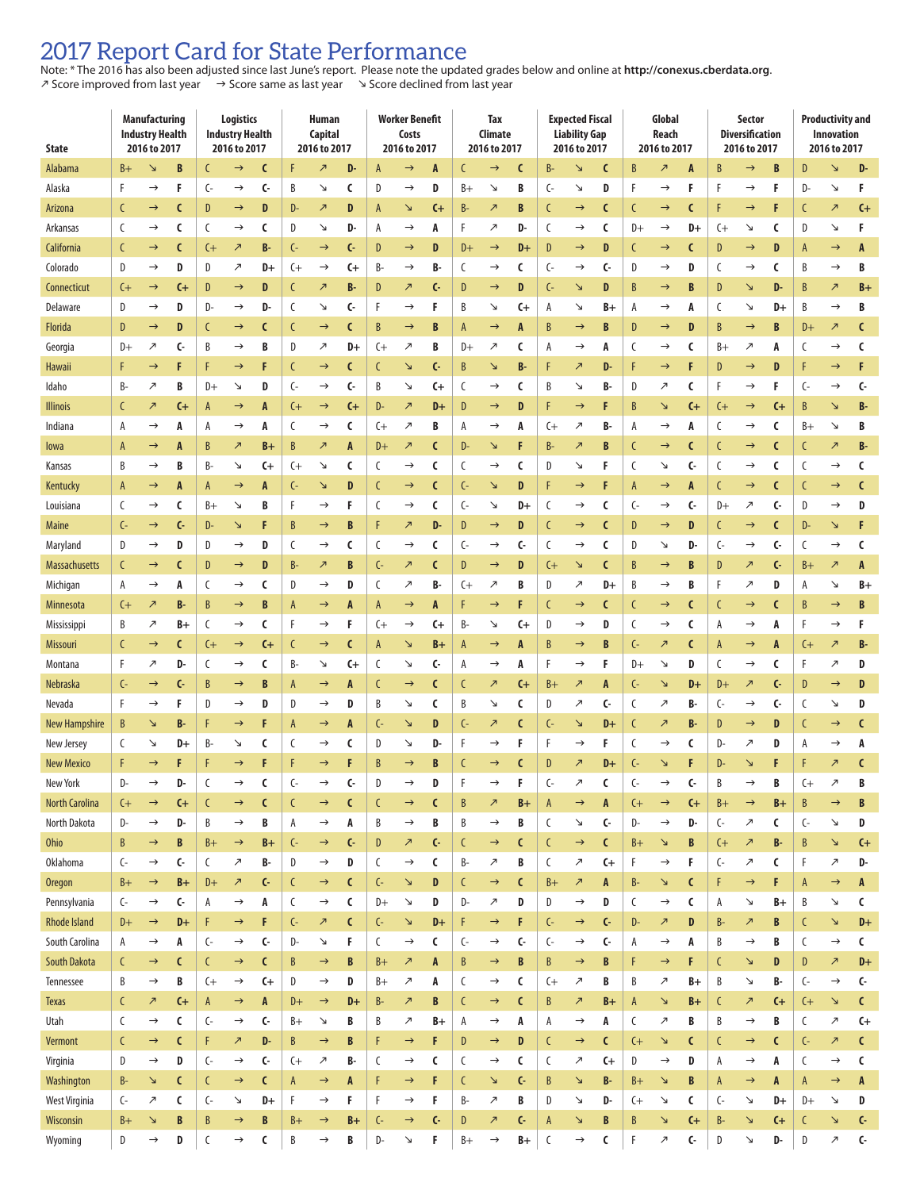# 2017 Report Card for State Performance

Note: * The 2016 has also been adjusted since last June's report. Please note the updated grades below and online at **http://conexus.cberdata.org**.

↗ Score improved from last year → Score same as last year ↘ Score declined from last year

| State | Manufacturing Industry Health 2016 to 2017 | | | Logistics Industry Health 2016 to 2017 | | | Human Capital 2016 to 2017 | | | Worker Benefit Costs 2016 to 2017 | | | Tax Climate 2016 to 2017 | | | Expected Fiscal Liability Gap 2016 to 2017 | | | Global Reach 2016 to 2017 | | | Sector Diversification 2016 to 2017 | | | Productivity and Innovation 2016 to 2017 | | |
|---|---|---|---|---|---|---|---|---|---|---|---|---|---|---|---|---|---|---|---|---|---|---|---|---|---|---|---|
| Alabama | B+ | ↘ | **B** | C | → | **C** | F | ↗ | **D-** | A | → | **A** | C | → | **C** | B- | ↘ | **C** | B | ↗ | **A** | B | → | **B** | D | ↘ | **D-** |
| Alaska | F | → | **F** | C- | → | **C-** | B | ↘ | **C** | D | → | **D** | B+ | ↘ | **B** | C- | ↘ | **D** | F | → | **F** | F | → | **F** | D- | ↘ | **F** |
| Arizona | C | → | **C** | D | → | **D** | D- | ↗ | **D** | A | ↘ | **C+** | B- | ↗ | **B** | C | → | **C** | C | → | **C** | F | → | **F** | C | ↗ | **C+** |
| Arkansas | C | → | **C** | C | → | **C** | D | ↘ | **D-** | A | → | **A** | F | ↗ | **D-** | C | → | **C** | D+ | → | **D+** | C+ | ↘ | **C** | D | ↘ | **F** |
| California | C | → | **C** | C+ | ↗ | **B-** | C- | → | **C-** | D | → | **D** | D+ | → | **D+** | D | → | **D** | C | → | **C** | D | → | **D** | A | → | **A** |
| Colorado | D | → | **D** | D | ↗ | **D+** | C+ | → | **C+** | B- | → | **B-** | C | → | **C** | C- | → | **C-** | D | → | **D** | C | → | **C** | B | → | **B** |
| Connecticut | C+ | → | **C+** | D | → | **D** | C | ↗ | **B-** | D | ↗ | **C-** | D | → | **D** | C- | ↘ | **D** | B | → | **B** | D | ↘ | **D-** | B | ↗ | **B+** |
| Delaware | D | → | **D** | D- | → | **D-** | C | ↘ | **C-** | F | → | **F** | B | ↘ | **C+** | A | ↘ | **B+** | A | → | **A** | C | ↘ | **D+** | B | → | **B** |
| Florida | D | → | **D** | C | → | **C** | C | → | **C** | B | → | **B** | A | → | **A** | B | → | **B** | D | → | **D** | B | → | **B** | D+ | ↗ | **C** |
| Georgia | D+ | ↗ | **C-** | B | → | **B** | D | ↗ | **D+** | C+ | ↗ | **B** | D+ | ↗ | **C** | A | → | **A** | C | → | **C** | B+ | ↗ | **A** | C | → | **C** |
| Hawaii | F | → | **F** | F | → | **F** | C | → | **C** | C | ↘ | **C-** | B | ↘ | **B-** | F | ↗ | **D-** | F | → | **F** | D | → | **D** | F | → | **F** |
| Idaho | B- | ↗ | **B** | D+ | ↘ | **D** | C- | → | **C-** | B | ↘ | **C+** | C | → | **C** | B | ↘ | **B-** | D | ↗ | **C** | F | → | **F** | C- | → | **C-** |
| Illinois | C | ↗ | **C+** | A | → | **A** | C+ | → | **C+** | D- | ↗ | **D+** | D | → | **D** | F | → | **F** | B | ↘ | **C+** | C+ | → | **C+** | B | ↘ | **B-** |
| Indiana | A | → | **A** | A | → | **A** | C | → | **C** | C+ | ↗ | **B** | A | → | **A** | C+ | ↗ | **B-** | A | → | **A** | C | → | **C** | B+ | ↘ | **B** |
| Iowa | A | → | **A** | B | ↗ | **B+** | B | ↗ | **A** | D+ | ↗ | **C** | D- | ↘ | **F** | B- | ↗ | **B** | C | → | **C** | C | → | **C** | C | ↗ | **B-** |
| Kansas | B | → | **B** | B- | ↘ | **C+** | C+ | ↘ | **C** | C | → | **C** | C | → | **C** | D | ↘ | **F** | C | ↘ | **C-** | C | → | **C** | C | → | **C** |
| Kentucky | A | → | **A** | A | → | **A** | C- | ↘ | **D** | C | → | **C** | C- | ↘ | **D** | F | → | **F** | A | → | **A** | C | → | **C** | C | → | **C** |
| Louisiana | C | → | **C** | B+ | ↘ | **B** | F | → | **F** | C | → | **C** | C- | ↘ | **D+** | C | → | **C** | C- | → | **C-** | D+ | ↗ | **C-** | D | → | **D** |
| Maine | C- | → | **C-** | D- | ↘ | **F** | B | → | **B** | F | ↗ | **D-** | D | → | **D** | C | → | **C** | D | → | **D** | C | → | **C** | D- | ↘ | **F** |
| Maryland | D | → | **D** | D | → | **D** | C | → | **C** | C | → | **C** | C- | → | **C-** | C | → | **C** | D | ↘ | **D-** | C- | → | **C-** | C | → | **C** |
| Massachusetts | C | → | **C** | D | → | **D** | B- | ↗ | **B** | C- | ↗ | **C** | D | → | **D** | C+ | ↘ | **C** | B | → | **B** | D | ↗ | **C-** | B+ | ↗ | **A** |
| Michigan | A | → | **A** | C | → | **C** | D | → | **D** | C | ↗ | **B-** | C+ | ↗ | **B** | D | ↗ | **D+** | B | → | **B** | F | ↗ | **D** | A | ↘ | **B+** |
| Minnesota | C+ | ↗ | **B-** | B | → | **B** | A | → | **A** | A | → | **A** | F | ↗ | **F** | C | → | **C** | C | → | **C** | C | → | **C** | B | → | **B** |
| Mississippi | B | ↗ | **B+** | C | → | **C** | F | → | **F** | C+ | → | **C+** | B- | ↘ | **C+** | D | → | **D** | C | → | **C** | A | → | **A** | F | → | **F** |
| Missouri | C | → | **C** | C+ | → | **C+** | C | → | **C** | A | ↘ | **B+** | A | → | **A** | B | → | **B** | C- | ↗ | **C** | A | → | **A** | C+ | ↗ | **B-** |
| Montana | F | ↗ | **D-** | C | → | **C** | B- | ↘ | **C+** | C | ↘ | **C-** | A | → | **A** | F | → | **F** | D+ | ↘ | **D** | C | → | **C** | F | ↗ | **D** |
| Nebraska | C- | → | **C-** | B | → | **B** | A | → | **A** | C | → | **C** | C | ↗ | **C+** | B+ | ↗ | **A** | C- | ↘ | **D+** | D+ | ↗ | **C-** | D | → | **D** |
| Nevada | F | → | **F** | D | → | **D** | D | → | **D** | B | ↘ | **C** | B | ↘ | **C** | D | ↗ | **C-** | C | ↗ | **B-** | C- | → | **C-** | C | ↘ | **D** |
| New Hampshire | B | ↘ | **B-** | F | → | **F** | A | → | **A** | C- | ↘ | **D** | C- | ↗ | **C** | C- | ↘ | **D+** | C | ↗ | **B-** | D | → | **D** | C | → | **C** |
| New Jersey | C | ↘ | **D+** | B- | ↘ | **C** | C | → | **C** | D | ↘ | **D-** | F | → | **F** | F | → | **F** | C | → | **C** | D- | ↗ | **D** | A | → | **A** |
| New Mexico | F | → | **F** | F | → | **F** | F | → | **F** | B | → | **B** | C | → | **C** | D | ↗ | **D+** | C- | ↘ | **F** | D- | ↘ | **F** | F | ↗ | **C** |
| New York | D- | → | **D-** | C | → | **C** | C- | → | **C-** | D | → | **D** | F | → | **F** | C- | ↗ | **C** | C- | → | **C-** | B | → | **B** | C+ | ↗ | **B** |
| North Carolina | C+ | → | **C+** | C | → | **C** | C | → | **C** | C | → | **C** | B | ↗ | **B+** | A | → | **A** | C+ | → | **C+** | B+ | → | **B+** | B | → | **B** |
| North Dakota | D- | → | **D-** | B | → | **B** | A | → | **A** | B | → | **B** | B | → | **B** | C | ↘ | **C-** | D- | → | **D-** | C- | ↗ | **C** | C- | ↘ | **D** |
| Ohio | B | → | **B** | B+ | → | **B+** | C- | → | **C-** | D | ↗ | **C-** | C | → | **C** | C | → | **C** | B+ | ↘ | **B** | C+ | ↗ | **B-** | B | ↘ | **C+** |
| Oklahoma | C- | → | **C-** | C | ↗ | **B-** | D | → | **D** | C | → | **C** | B- | ↗ | **B** | C | ↗ | **C+** | F | → | **F** | C- | ↗ | **C** | F | ↗ | **D-** |
| Oregon | B+ | → | **B+** | D+ | ↗ | **C-** | C | → | **C** | C- | ↘ | **D** | C | → | **C** | B+ | ↗ | **A** | B- | ↘ | **C** | F | → | **F** | A | → | **A** |
| Pennsylvania | C- | → | **C-** | A | → | **A** | C | → | **C** | D+ | ↘ | **D** | D- | ↗ | **D** | D | → | **D** | C | → | **C** | A | ↘ | **B+** | B | ↘ | **C** |
| Rhode Island | D+ | → | **D+** | F | → | **F** | C- | ↗ | **C** | C- | ↘ | **D+** | F | → | **F** | C- | → | **C-** | D- | ↗ | **D** | B- | ↗ | **B** | C | ↘ | **D+** |
| South Carolina | A | → | **A** | C- | → | **C-** | D- | ↘ | **F** | C | → | **C** | C- | → | **C-** | C- | → | **C-** | A | → | **A** | B | → | **B** | C | → | **C** |
| South Dakota | C | → | **C** | C | → | **C** | B | → | **B** | B+ | ↗ | **A** | B | → | **B** | B | → | **B** | F | → | **F** | C | ↘ | **D** | D | ↗ | **D+** |
| Tennessee | B | → | **B** | C+ | → | **C+** | D | → | **D** | B+ | ↗ | **A** | C | → | **C** | C+ | ↗ | **B** | B | ↗ | **B+** | B | ↘ | **B-** | C- | → | **C-** |
| Texas | C | ↗ | **C+** | A | → | **A** | D+ | → | **D+** | B- | ↗ | **B** | C | → | **C** | B | ↗ | **B+** | A | ↘ | **B+** | C | ↗ | **C+** | C+ | ↘ | **C** |
| Utah | C | → | **C** | C- | → | **C-** | B+ | ↘ | **B** | B | ↗ | **B+** | A | → | **A** | A | → | **A** | C | ↗ | **B** | B | → | **B** | C | ↗ | **C+** |
| Vermont | C | → | **C** | F | ↗ | **D-** | B | → | **B** | F | → | **F** | D | → | **D** | C | → | **C** | C+ | ↘ | **C** | C | → | **C** | C- | ↗ | **C** |
| Virginia | D | → | **D** | C- | → | **C-** | C+ | ↗ | **B-** | C | → | **C** | C | → | **C** | C | ↗ | **C+** | D | → | **D** | A | → | **A** | C | → | **C** |
| Washington | B- | ↘ | **C** | C | → | **C** | A | → | **A** | F | → | **F** | C | ↘ | **C-** | B | ↘ | **B-** | B+ | ↘ | **B** | A | → | **A** | A | → | **A** |
| West Virginia | C- | ↗ | **C** | C- | ↘ | **D+** | F | → | **F** | F | → | **F** | B- | ↗ | **B** | D | ↘ | **D-** | C+ | ↘ | **C** | C- | ↘ | **D+** | D+ | ↘ | **D** |
| Wisconsin | B+ | ↘ | **B** | B | → | **B** | B+ | → | **B+** | C- | → | **C-** | D | ↗ | **C-** | A | ↘ | **B** | B | ↘ | **C+** | B- | ↘ | **C+** | C | ↘ | **C-** |
| Wyoming | D | → | **D** | C | → | **C** | B | → | **B** | D- | ↘ | **F** | B+ | → | **B+** | C | → | **C** | F | ↗ | **C-** | D | ↘ | **D-** | D | ↗ | **C-** |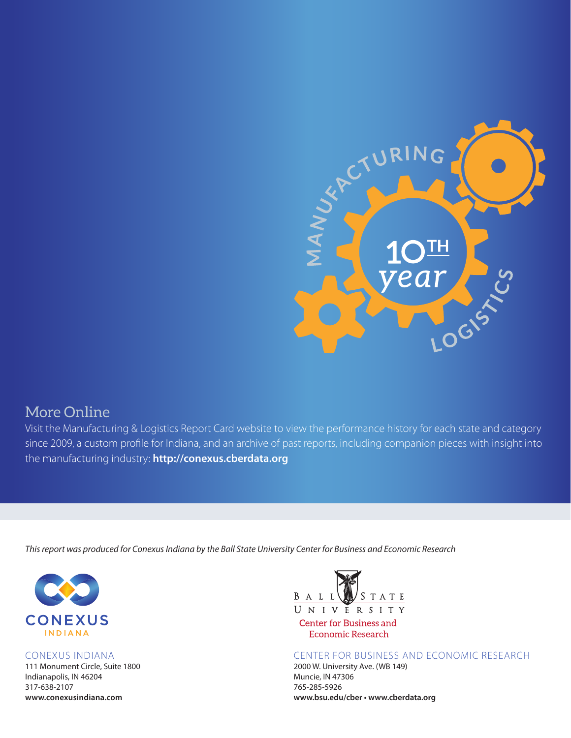MANUFACTURING

10TH year

LOGISTICS

## More Online

Visit the Manufacturing & Logistics Report Card website to view the performance history for each state and category since 2009, a custom profile for Indiana, and an archive of past reports, including companion pieces with insight into the manufacturing industry: **http://conexus.cberdata.org**

*This report was produced for Conexus Indiana by the Ball State University Center for Business and Economic Research*

CONEXUS INDIANA

CONEXUS INDIANA
111 Monument Circle, Suite 1800
Indianapolis, IN 46204
317-638-2107
**www.conexusindiana.com**

BALL STATE UNIVERSITY
Center for Business and Economic Research

CENTER FOR BUSINESS AND ECONOMIC RESEARCH
2000 W. University Ave. (WB 149)
Muncie, IN 47306
765-285-5926
**www.bsu.edu/cber • www.cberdata.org**